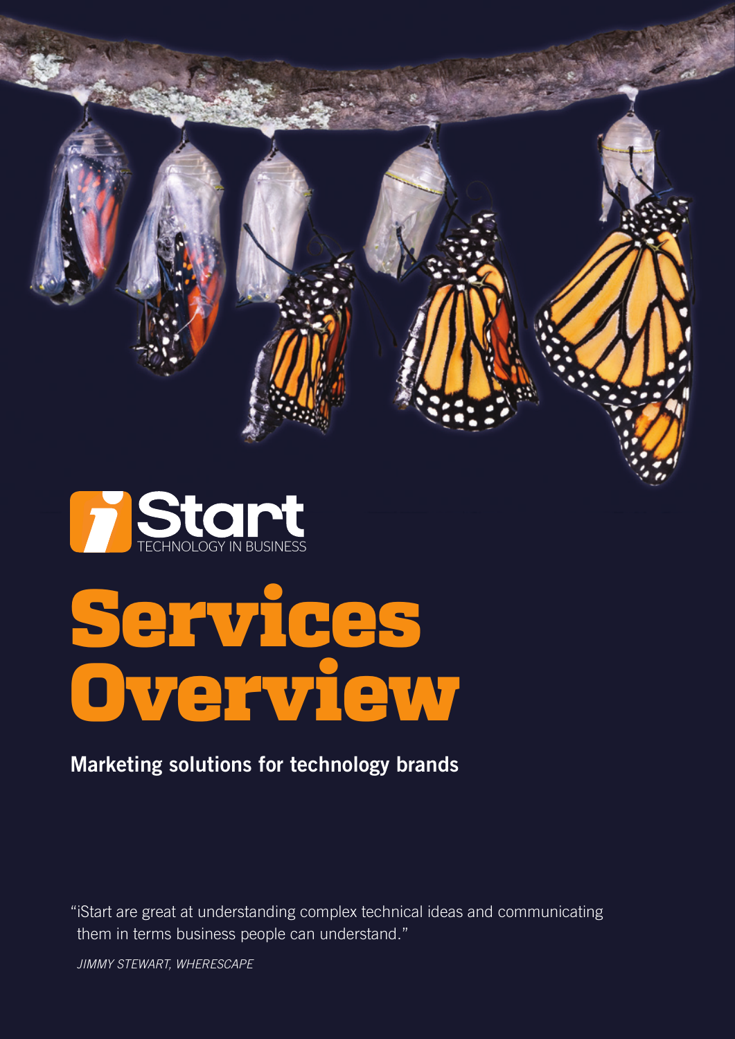iStart
TECHNOLOGY IN BUSINESS

# Services Overview

**Marketing solutions for technology brands**

"iStart are great at understanding complex technical ideas and communicating them in terms business people can understand."

*JIMMY STEWART, WHERESCAPE*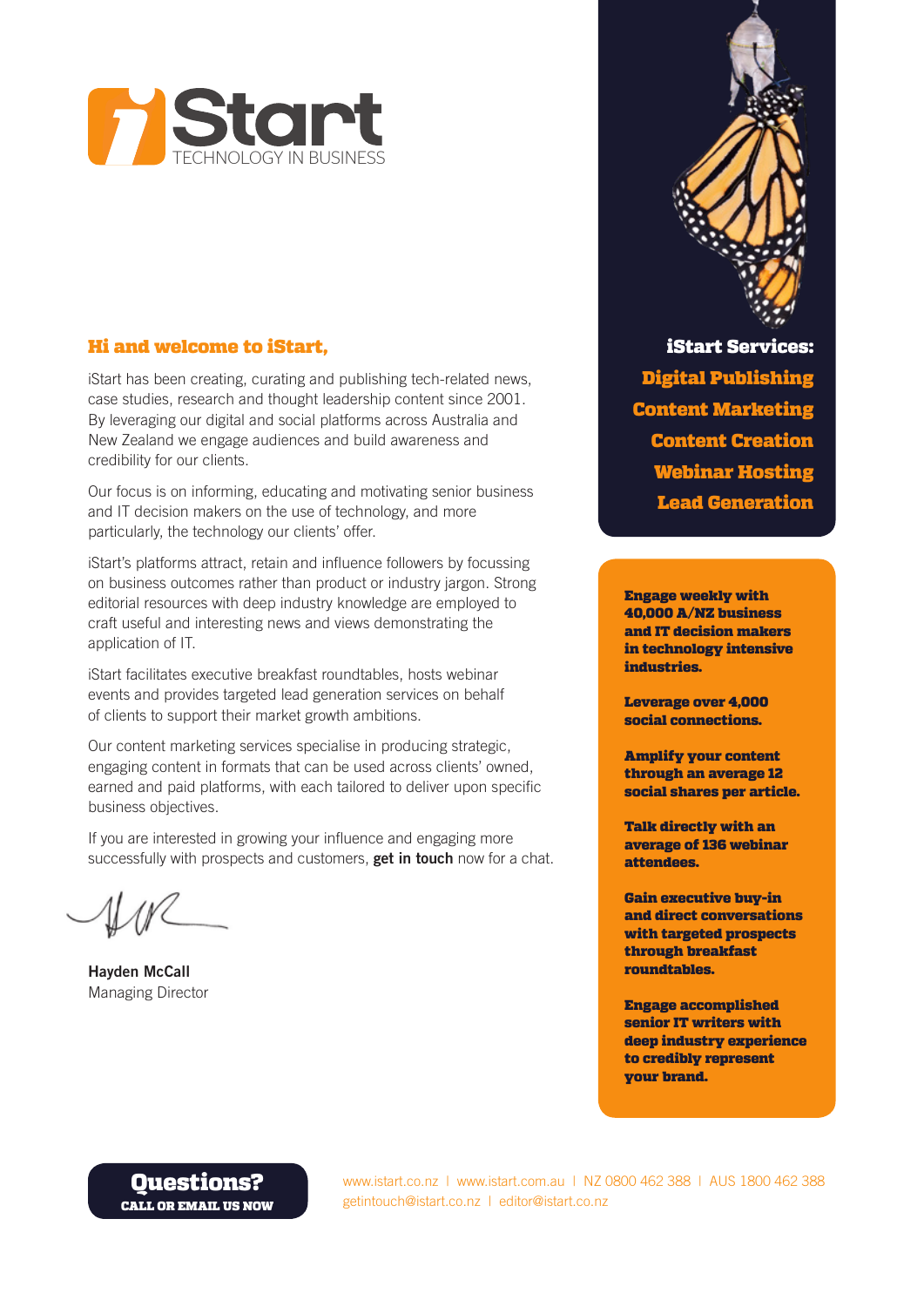# iStart
TECHNOLOGY IN BUSINESS

## Hi and welcome to iStart,

iStart has been creating, curating and publishing tech-related news, case studies, research and thought leadership content since 2001. By leveraging our digital and social platforms across Australia and New Zealand we engage audiences and build awareness and credibility for our clients.

Our focus is on informing, educating and motivating senior business and IT decision makers on the use of technology, and more particularly, the technology our clients' offer.

iStart's platforms attract, retain and influence followers by focussing on business outcomes rather than product or industry jargon. Strong editorial resources with deep industry knowledge are employed to craft useful and interesting news and views demonstrating the application of IT.

iStart facilitates executive breakfast roundtables, hosts webinar events and provides targeted lead generation services on behalf of clients to support their market growth ambitions.

Our content marketing services specialise in producing strategic, engaging content in formats that can be used across clients' owned, earned and paid platforms, with each tailored to deliver upon specific business objectives.

If you are interested in growing your influence and engaging more successfully with prospects and customers, **get in touch** now for a chat.

**Hayden McCall**
Managing Director

### iStart Services:

- **Digital Publishing**
- **Content Marketing**
- **Content Creation**
- **Webinar Hosting**
- **Lead Generation**

**Engage weekly with 40,000 A/NZ business and IT decision makers in technology intensive industries.**

**Leverage over 4,000 social connections.**

**Amplify your content through an average 12 social shares per article.**

**Talk directly with an average of 136 webinar attendees.**

**Gain executive buy-in and direct conversations with targeted prospects through breakfast roundtables.**

**Engage accomplished senior IT writers with deep industry experience to credibly represent your brand.**

**Questions?**
**CALL OR EMAIL US NOW**

www.istart.co.nz | www.istart.com.au | NZ 0800 462 388 | AUS 1800 462 388
getintouch@istart.co.nz | editor@istart.co.nz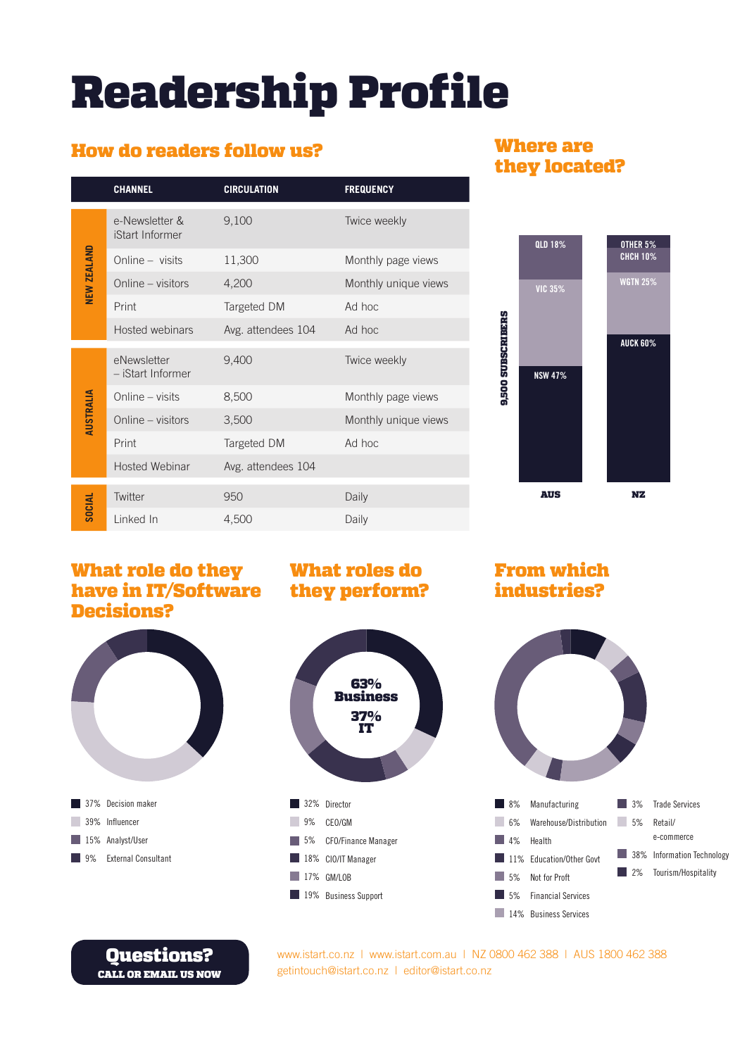# Readership Profile

## How do readers follow us?

| | CHANNEL | CIRCULATION | FREQUENCY |
|---|---|---|---|
| NEW ZEALAND | e-Newsletter & iStart Informer | 9,100 | Twice weekly |
| | Online – visits | 11,300 | Monthly page views |
| | Online – visitors | 4,200 | Monthly unique views |
| | Print | Targeted DM | Ad hoc |
| | Hosted webinars | Avg. attendees 104 | Ad hoc |
| AUSTRALIA | eNewsletter – iStart Informer | 9,400 | Twice weekly |
| | Online – visits | 8,500 | Monthly page views |
| | Online – visitors | 3,500 | Monthly unique views |
| | Print | Targeted DM | Ad hoc |
| | Hosted Webinar | Avg. attendees 104 | |
| SOCIAL | Twitter | 950 | Daily |
| | Linked In | 4,500 | Daily |

## Where are they located?

9,500 SUBSCRIBERS

| AUS | NZ |
|---|---|
| QLD 18% | OTHER 5% |
| VIC 35% | CHCH 10% |
| NSW 47% | WGTN 25% |
| | AUCK 60% |

## What role do they have in IT/Software Decisions?

- 37% Decision maker
- 39% Influencer
- 15% Analyst/User
- 9% External Consultant

## What roles do they perform?

63% Business
37% IT

- 32% Director
- 9% CEO/GM
- 5% CFO/Finance Manager
- 18% CIO/IT Manager
- 17% GM/LOB
- 19% Business Support

## From which industries?

- 8% Manufacturing
- 6% Warehouse/Distribution
- 4% Health
- 11% Education/Other Govt
- 5% Not for Proft
- 5% Financial Services
- 14% Business Services
- 3% Trade Services
- 5% Retail/ e-commerce
- 38% Information Technology
- 2% Tourism/Hospitality

**Questions?**
**CALL OR EMAIL US NOW**

www.istart.co.nz | www.istart.com.au | NZ 0800 462 388 | AUS 1800 462 388
getintouch@istart.co.nz | editor@istart.co.nz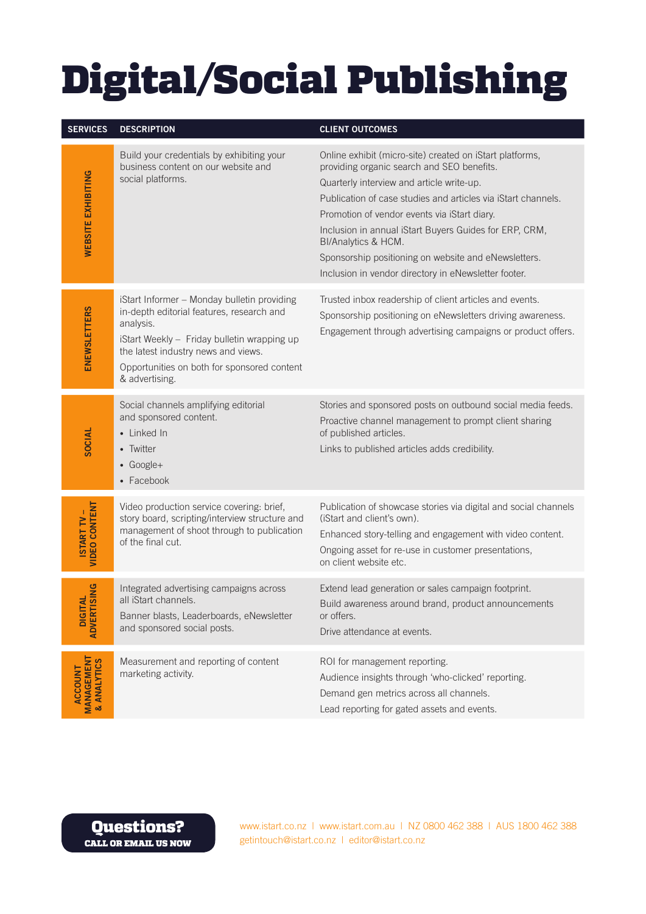# Digital/Social Publishing

| SERVICES | DESCRIPTION | CLIENT OUTCOMES |
|---|---|---|
| WEBSITE EXHIBITING | Build your credentials by exhibiting your business content on our website and social platforms. | Online exhibit (micro-site) created on iStart platforms, providing organic search and SEO benefits.<br>Quarterly interview and article write-up.<br>Publication of case studies and articles via iStart channels.<br>Promotion of vendor events via iStart diary.<br>Inclusion in annual iStart Buyers Guides for ERP, CRM, BI/Analytics & HCM.<br>Sponsorship positioning on website and eNewsletters.<br>Inclusion in vendor directory in eNewsletter footer. |
| ENEWSLETTERS | iStart Informer – Monday bulletin providing in-depth editorial features, research and analysis.<br>iStart Weekly – Friday bulletin wrapping up the latest industry news and views.<br>Opportunities on both for sponsored content & advertising. | Trusted inbox readership of client articles and events.<br>Sponsorship positioning on eNewsletters driving awareness.<br>Engagement through advertising campaigns or product offers. |
| SOCIAL | Social channels amplifying editorial and sponsored content.<br>• Linked In<br>• Twitter<br>• Google+<br>• Facebook | Stories and sponsored posts on outbound social media feeds.<br>Proactive channel management to prompt client sharing of published articles.<br>Links to published articles adds credibility. |
| ISTART TV – VIDEO CONTENT | Video production service covering: brief, story board, scripting/interview structure and management of shoot through to publication of the final cut. | Publication of showcase stories via digital and social channels (iStart and client's own).<br>Enhanced story-telling and engagement with video content.<br>Ongoing asset for re-use in customer presentations, on client website etc. |
| DIGITAL ADVERTISING | Integrated advertising campaigns across all iStart channels.<br>Banner blasts, Leaderboards, eNewsletter and sponsored social posts. | Extend lead generation or sales campaign footprint.<br>Build awareness around brand, product announcements or offers.<br>Drive attendance at events. |
| ACCOUNT MANAGEMENT & ANALYTICS | Measurement and reporting of content marketing activity. | ROI for management reporting.<br>Audience insights through 'who-clicked' reporting.<br>Demand gen metrics across all channels.<br>Lead reporting for gated assets and events. |

**Questions?**
**CALL OR EMAIL US NOW**

www.istart.co.nz | www.istart.com.au | NZ 0800 462 388 | AUS 1800 462 388
getintouch@istart.co.nz | editor@istart.co.nz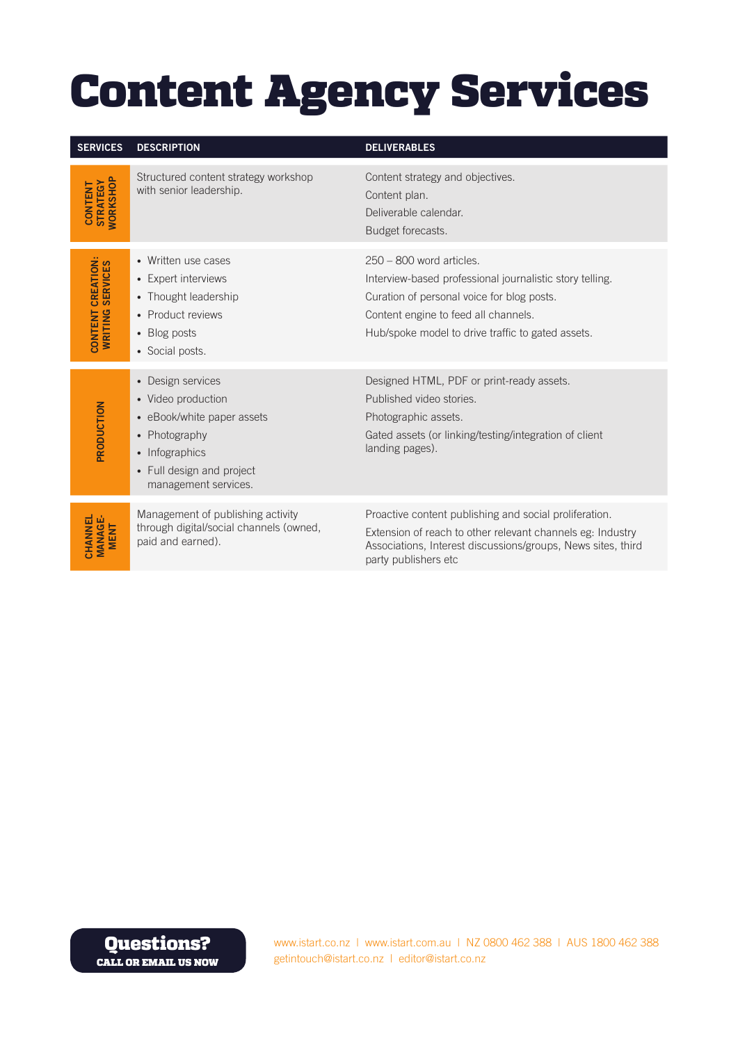# Content Agency Services

| SERVICES | DESCRIPTION | DELIVERABLES |
|---|---|---|
| CONTENT STRATEGY WORKSHOP | Structured content strategy workshop with senior leadership. | Content strategy and objectives.<br>Content plan.<br>Deliverable calendar.<br>Budget forecasts. |
| CONTENT CREATION: WRITING SERVICES | • Written use cases<br>• Expert interviews<br>• Thought leadership<br>• Product reviews<br>• Blog posts<br>• Social posts. | 250 – 800 word articles.<br>Interview-based professional journalistic story telling.<br>Curation of personal voice for blog posts.<br>Content engine to feed all channels.<br>Hub/spoke model to drive traffic to gated assets. |
| PRODUCTION | • Design services<br>• Video production<br>• eBook/white paper assets<br>• Photography<br>• Infographics<br>• Full design and project management services. | Designed HTML, PDF or print-ready assets.<br>Published video stories.<br>Photographic assets.<br>Gated assets (or linking/testing/integration of client landing pages). |
| CHANNEL MANAGE-MENT | Management of publishing activity through digital/social channels (owned, paid and earned). | Proactive content publishing and social proliferation.<br>Extension of reach to other relevant channels eg: Industry Associations, Interest discussions/groups, News sites, third party publishers etc |

**Questions?**
**CALL OR EMAIL US NOW**

www.istart.co.nz | www.istart.com.au | NZ 0800 462 388 | AUS 1800 462 388
getintouch@istart.co.nz | editor@istart.co.nz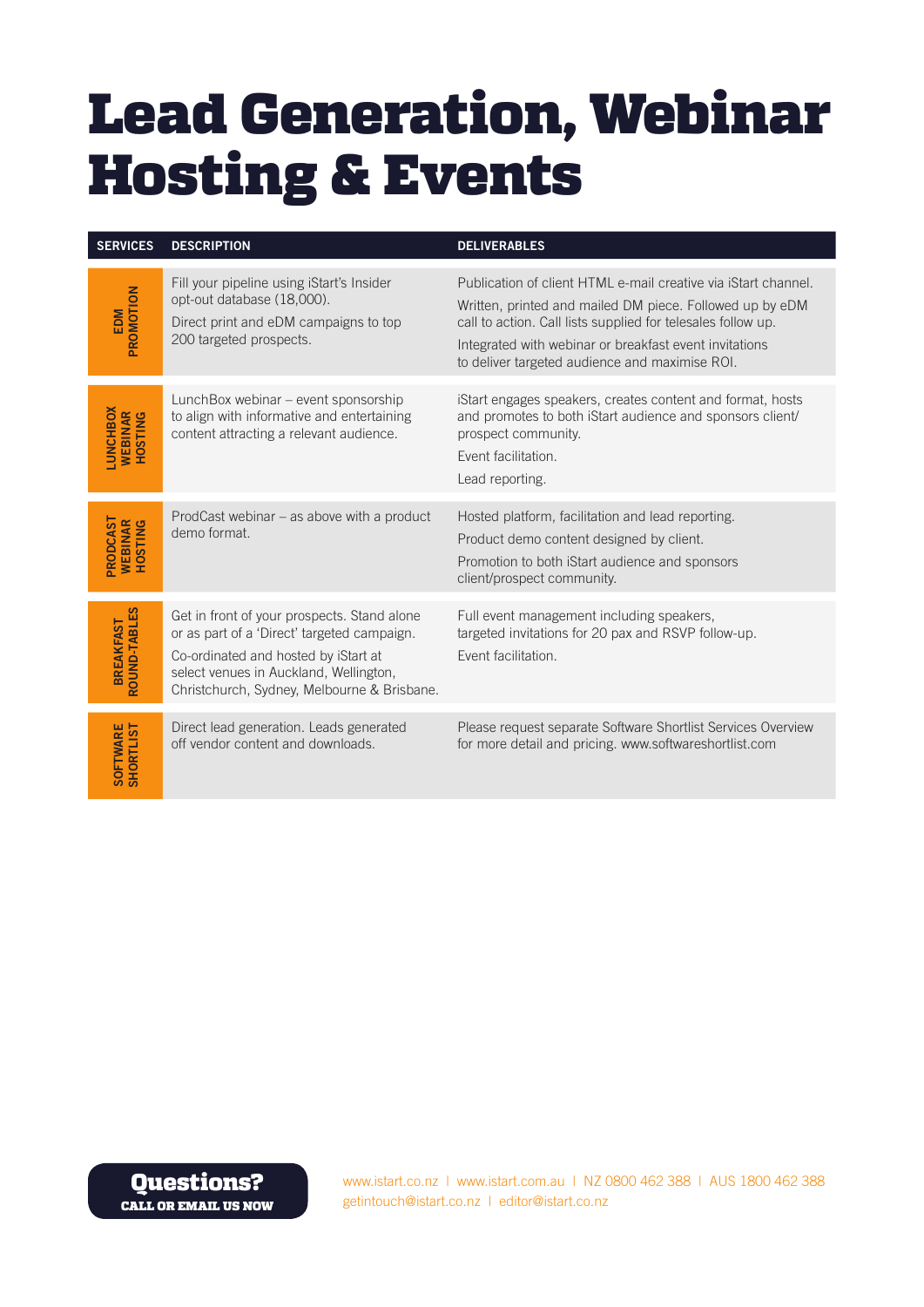# Lead Generation, Webinar Hosting & Events

| SERVICES | DESCRIPTION | DELIVERABLES |
|---|---|---|
| EDM PROMOTION | Fill your pipeline using iStart's Insider opt-out database (18,000).<br>Direct print and eDM campaigns to top 200 targeted prospects. | Publication of client HTML e-mail creative via iStart channel.<br>Written, printed and mailed DM piece. Followed up by eDM call to action. Call lists supplied for telesales follow up.<br>Integrated with webinar or breakfast event invitations to deliver targeted audience and maximise ROI. |
| LUNCHBOX WEBINAR HOSTING | LunchBox webinar – event sponsorship to align with informative and entertaining content attracting a relevant audience. | iStart engages speakers, creates content and format, hosts and promotes to both iStart audience and sponsors client/prospect community.<br>Event facilitation.<br>Lead reporting. |
| PRODCAST WEBINAR HOSTING | ProdCast webinar – as above with a product demo format. | Hosted platform, facilitation and lead reporting.<br>Product demo content designed by client.<br>Promotion to both iStart audience and sponsors client/prospect community. |
| BREAKFAST ROUND-TABLES | Get in front of your prospects. Stand alone or as part of a 'Direct' targeted campaign.<br>Co-ordinated and hosted by iStart at select venues in Auckland, Wellington, Christchurch, Sydney, Melbourne & Brisbane. | Full event management including speakers, targeted invitations for 20 pax and RSVP follow-up.<br>Event facilitation. |
| SOFTWARE SHORTLIST | Direct lead generation. Leads generated off vendor content and downloads. | Please request separate Software Shortlist Services Overview for more detail and pricing. www.softwareshortlist.com |

**Questions?**
**CALL OR EMAIL US NOW**

www.istart.co.nz | www.istart.com.au | NZ 0800 462 388 | AUS 1800 462 388
getintouch@istart.co.nz | editor@istart.co.nz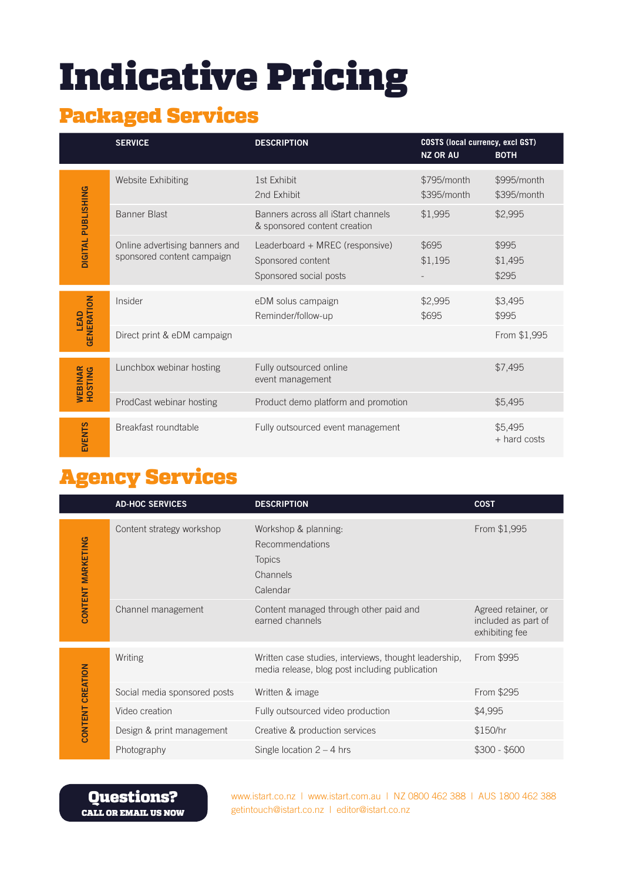# Indicative Pricing

## Packaged Services

| | SERVICE | DESCRIPTION | COSTS (local currency, excl GST) NZ OR AU | BOTH |
|---|---|---|---|---|
| DIGITAL PUBLISHING | Website Exhibiting | 1st Exhibit<br>2nd Exhibit | $795/month<br>$395/month | $995/month<br>$395/month |
| | Banner Blast | Banners across all iStart channels & sponsored content creation | $1,995 | $2,995 |
| | Online advertising banners and sponsored content campaign | Leaderboard + MREC (responsive)<br>Sponsored content<br>Sponsored social posts | $695<br>$1,195<br>- | $995<br>$1,495<br>$295 |
| LEAD GENERATION | Insider | eDM solus campaign<br>Reminder/follow-up | $2,995<br>$695 | $3,495<br>$995 |
| | Direct print & eDM campaign | | | From $1,995 |
| WEBINAR HOSTING | Lunchbox webinar hosting | Fully outsourced online event management | | $7,495 |
| | ProdCast webinar hosting | Product demo platform and promotion | | $5,495 |
| EVENTS | Breakfast roundtable | Fully outsourced event management | | $5,495 + hard costs |

## Agency Services

| | AD-HOC SERVICES | DESCRIPTION | COST |
|---|---|---|---|
| CONTENT MARKETING | Content strategy workshop | Workshop & planning:<br>Recommendations<br>Topics<br>Channels<br>Calendar | From $1,995 |
| | Channel management | Content managed through other paid and earned channels | Agreed retainer, or included as part of exhibiting fee |
| CONTENT CREATION | Writing | Written case studies, interviews, thought leadership, media release, blog post including publication | From $995 |
| | Social media sponsored posts | Written & image | From $295 |
| | Video creation | Fully outsourced video production | $4,995 |
| | Design & print management | Creative & production services | $150/hr |
| | Photography | Single location 2 – 4 hrs | $300 - $600 |

**Questions?**
**CALL OR EMAIL US NOW**

www.istart.co.nz | www.istart.com.au | NZ 0800 462 388 | AUS 1800 462 388
getintouch@istart.co.nz | editor@istart.co.nz